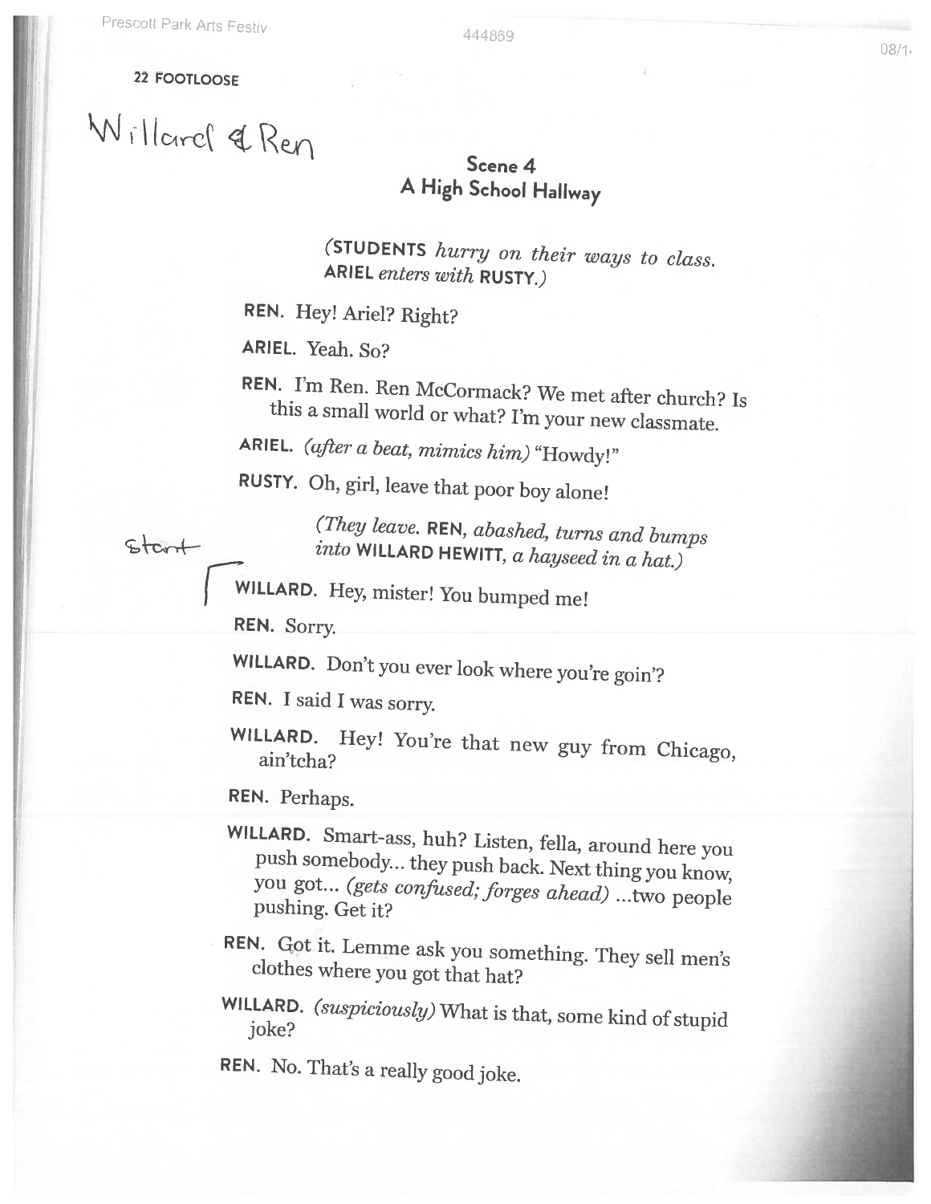Willard & Ren

## Scene 4
## A High School Hallway

*(**STUDENTS** hurry on their ways to class. **ARIEL** enters with **RUSTY**.)*

**REN.** Hey! Ariel? Right?

**ARIEL.** Yeah. So?

**REN.** I'm Ren. Ren McCormack? We met after church? Is this a small world or what? I'm your new classmate.

**ARIEL.** *(after a beat, mimics him)* "Howdy!"

**RUSTY.** Oh, girl, leave that poor boy alone!

*(They leave. **REN**, abashed, turns and bumps into **WILLARD HEWITT**, a hayseed in a hat.)*

Start

**WILLARD.** Hey, mister! You bumped me!

**REN.** Sorry.

**WILLARD.** Don't you ever look where you're goin'?

**REN.** I said I was sorry.

**WILLARD.** Hey! You're that new guy from Chicago, ain'tcha?

**REN.** Perhaps.

**WILLARD.** Smart-ass, huh? Listen, fella, around here you push somebody... they push back. Next thing you know, you got... *(gets confused; forges ahead)* ...two people pushing. Get it?

**REN.** Got it. Lemme ask you something. They sell men's clothes where you got that hat?

**WILLARD.** *(suspiciously)* What is that, some kind of stupid joke?

**REN.** No. That's a really good joke.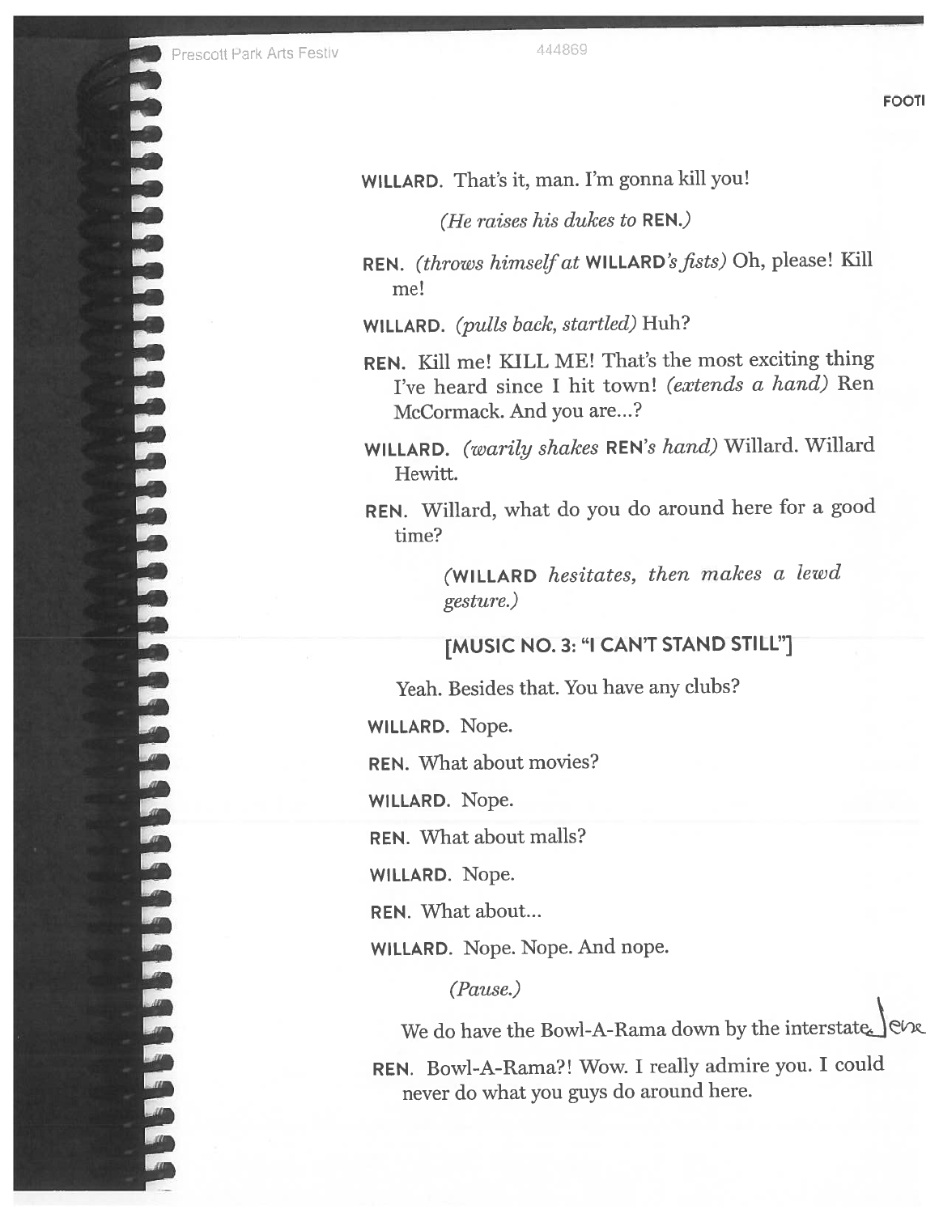**WILLARD.** That's it, man. I'm gonna kill you!

*(He raises his dukes to* **REN**.*)*

**REN.** *(throws himself at* **WILLARD***'s fists)* Oh, please! Kill me!

**WILLARD.** *(pulls back, startled)* Huh?

**REN.** Kill me! KILL ME! That's the most exciting thing I've heard since I hit town! *(extends a hand)* Ren McCormack. And you are...?

**WILLARD.** *(warily shakes* **REN***'s hand)* Willard. Willard Hewitt.

**REN.** Willard, what do you do around here for a good time?

*(***WILLARD** *hesitates, then makes a lewd gesture.)*

**[MUSIC NO. 3: "I CAN'T STAND STILL"]**

Yeah. Besides that. You have any clubs?

**WILLARD.** Nope.

**REN.** What about movies?

**WILLARD.** Nope.

**REN.** What about malls?

**WILLARD.** Nope.

**REN.** What about...

**WILLARD.** Nope. Nope. And nope.

*(Pause.)*

We do have the Bowl-A-Rama down by the interstate. Jene

**REN.** Bowl-A-Rama?! Wow. I really admire you. I could never do what you guys do around here.